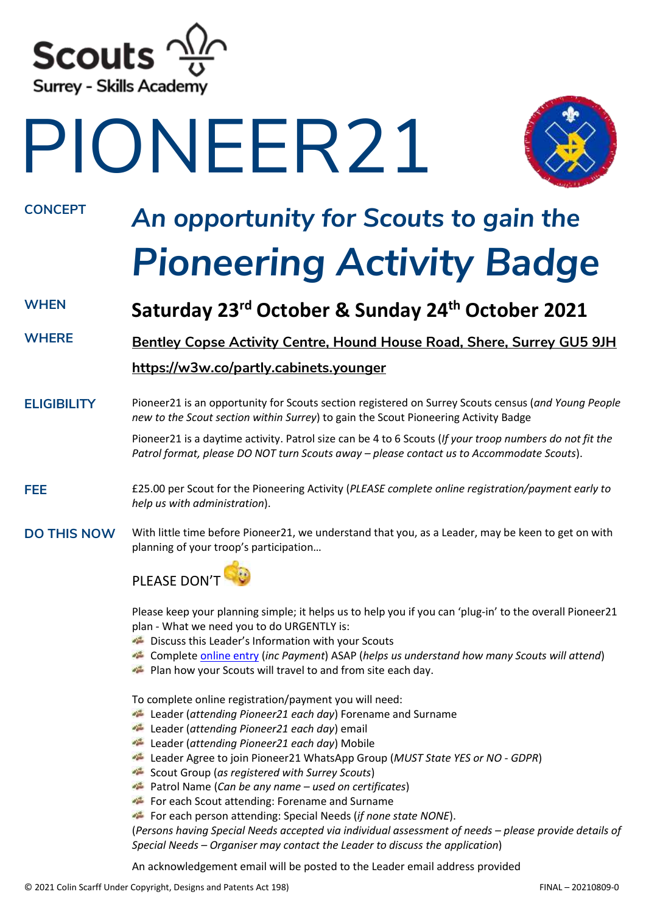Scouts
Surrey - Skills Academy

# PIONEER21

**CONCEPT**

## *An opportunity for Scouts to gain the Pioneering Activity Badge*

**WHEN**

**Saturday 23rd October & Sunday 24th October 2021**

**WHERE**

**Bentley Copse Activity Centre, Hound House Road, Shere, Surrey GU5 9JH**

**https://w3w.co/partly.cabinets.younger**

**ELIGIBILITY**

Pioneer21 is an opportunity for Scouts section registered on Surrey Scouts census (*and Young People new to the Scout section within Surrey*) to gain the Scout Pioneering Activity Badge

Pioneer21 is a daytime activity. Patrol size can be 4 to 6 Scouts (*If your troop numbers do not fit the Patrol format, please DO NOT turn Scouts away – please contact us to Accommodate Scouts*).

**FEE**

£25.00 per Scout for the Pioneering Activity (*PLEASE complete online registration/payment early to help us with administration*).

**DO THIS NOW**

With little time before Pioneer21, we understand that you, as a Leader, may be keen to get on with planning of your troop's participation…

PLEASE DON'T

Please keep your planning simple; it helps us to help you if you can 'plug-in' to the overall Pioneer21 plan - What we need you to do URGENTLY is:

- Discuss this Leader's Information with your Scouts
- Complete online entry (*inc Payment*) ASAP (*helps us understand how many Scouts will attend*)
- Plan how your Scouts will travel to and from site each day.

To complete online registration/payment you will need:

- Leader (*attending Pioneer21 each day*) Forename and Surname
- Leader (*attending Pioneer21 each day*) email
- Leader (*attending Pioneer21 each day*) Mobile
- Leader Agree to join Pioneer21 WhatsApp Group (*MUST State YES or NO - GDPR*)
- Scout Group (*as registered with Surrey Scouts*)
- Patrol Name (*Can be any name – used on certificates*)
- For each Scout attending: Forename and Surname
- For each person attending: Special Needs (*if none state NONE*).

(*Persons having Special Needs accepted via individual assessment of needs – please provide details of Special Needs – Organiser may contact the Leader to discuss the application*)

An acknowledgement email will be posted to the Leader email address provided

© 2021 Colin Scarff Under Copyright, Designs and Patents Act 198) FINAL – 20210809-0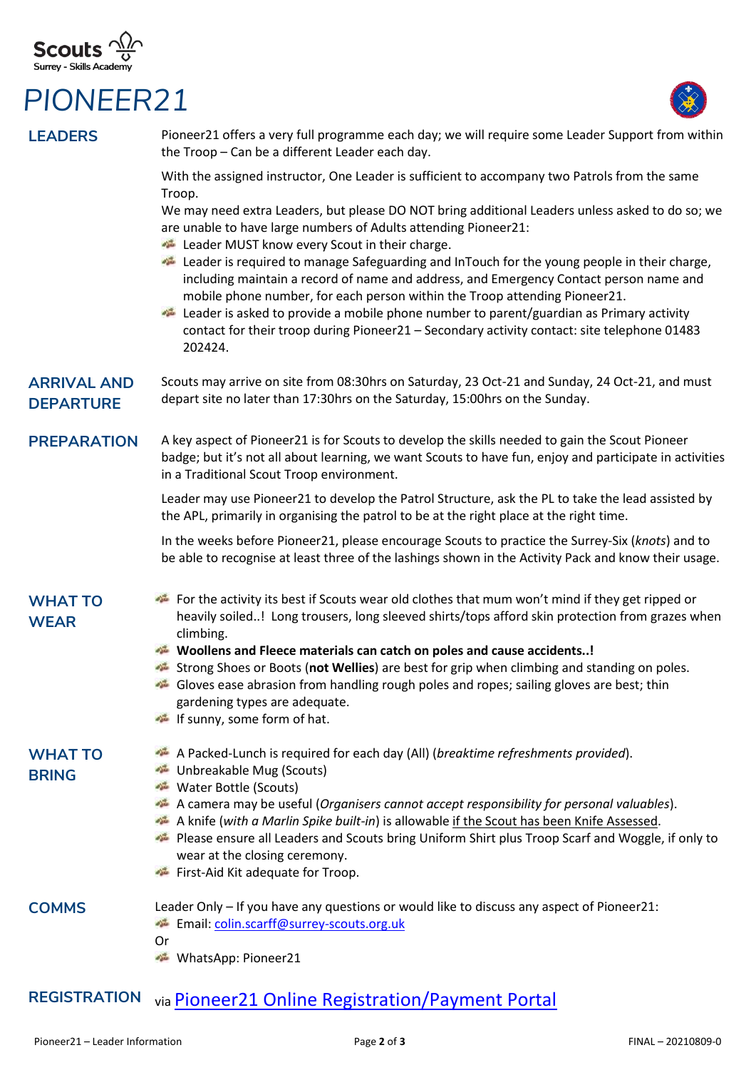Scouts
Surrey - Skills Academy

# PIONEER21

## LEADERS

Pioneer21 offers a very full programme each day; we will require some Leader Support from within the Troop – Can be a different Leader each day.

With the assigned instructor, One Leader is sufficient to accompany two Patrols from the same Troop.

We may need extra Leaders, but please DO NOT bring additional Leaders unless asked to do so; we are unable to have large numbers of Adults attending Pioneer21:

- Leader MUST know every Scout in their charge.
- Leader is required to manage Safeguarding and InTouch for the young people in their charge, including maintain a record of name and address, and Emergency Contact person name and mobile phone number, for each person within the Troop attending Pioneer21.
- Leader is asked to provide a mobile phone number to parent/guardian as Primary activity contact for their troop during Pioneer21 – Secondary activity contact: site telephone 01483 202424.

## ARRIVAL AND DEPARTURE

Scouts may arrive on site from 08:30hrs on Saturday, 23 Oct-21 and Sunday, 24 Oct-21, and must depart site no later than 17:30hrs on the Saturday, 15:00hrs on the Sunday.

## PREPARATION

A key aspect of Pioneer21 is for Scouts to develop the skills needed to gain the Scout Pioneer badge; but it's not all about learning, we want Scouts to have fun, enjoy and participate in activities in a Traditional Scout Troop environment.

Leader may use Pioneer21 to develop the Patrol Structure, ask the PL to take the lead assisted by the APL, primarily in organising the patrol to be at the right place at the right time.

In the weeks before Pioneer21, please encourage Scouts to practice the Surrey-Six (*knots*) and to be able to recognise at least three of the lashings shown in the Activity Pack and know their usage.

## WHAT TO WEAR

- For the activity its best if Scouts wear old clothes that mum won't mind if they get ripped or heavily soiled..! Long trousers, long sleeved shirts/tops afford skin protection from grazes when climbing.
- **Woollens and Fleece materials can catch on poles and cause accidents..!**
- Strong Shoes or Boots (**not Wellies**) are best for grip when climbing and standing on poles.
- Gloves ease abrasion from handling rough poles and ropes; sailing gloves are best; thin gardening types are adequate.
- If sunny, some form of hat.

## WHAT TO BRING

- A Packed-Lunch is required for each day (All) (*breaktime refreshments provided*).
- Unbreakable Mug (Scouts)
- Water Bottle (Scouts)
- A camera may be useful (*Organisers cannot accept responsibility for personal valuables*).
- A knife (*with a Marlin Spike built-in*) is allowable if the Scout has been Knife Assessed.
- Please ensure all Leaders and Scouts bring Uniform Shirt plus Troop Scarf and Woggle, if only to wear at the closing ceremony.
- First-Aid Kit adequate for Troop.

## COMMS

Leader Only – If you have any questions or would like to discuss any aspect of Pioneer21:

- Email: colin.scarff@surrey-scouts.org.uk

Or

- WhatsApp: Pioneer21

## REGISTRATION

via Pioneer21 Online Registration/Payment Portal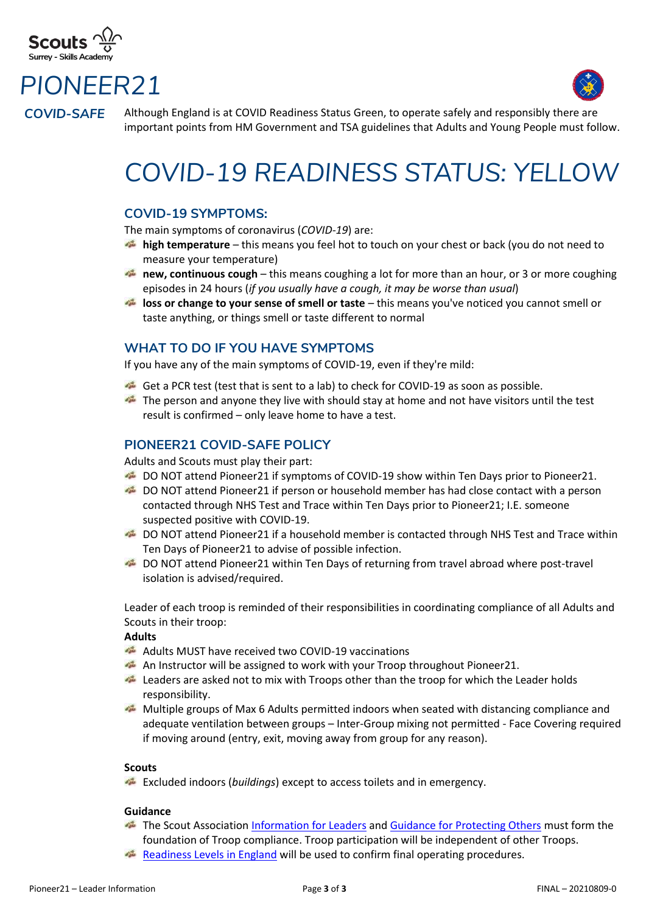Scouts
Surrey - Skills Academy

# PIONEER21

**COVID-SAFE**

Although England is at COVID Readiness Status Green, to operate safely and responsibly there are important points from HM Government and TSA guidelines that Adults and Young People must follow.

# COVID-19 READINESS STATUS: YELLOW

## COVID-19 SYMPTOMS:

The main symptoms of coronavirus (*COVID-19*) are:

- **high temperature** – this means you feel hot to touch on your chest or back (you do not need to measure your temperature)
- **new, continuous cough** – this means coughing a lot for more than an hour, or 3 or more coughing episodes in 24 hours (*if you usually have a cough, it may be worse than usual*)
- **loss or change to your sense of smell or taste** – this means you've noticed you cannot smell or taste anything, or things smell or taste different to normal

## WHAT TO DO IF YOU HAVE SYMPTOMS

If you have any of the main symptoms of COVID-19, even if they're mild:

- Get a PCR test (test that is sent to a lab) to check for COVID-19 as soon as possible.
- The person and anyone they live with should stay at home and not have visitors until the test result is confirmed – only leave home to have a test.

## PIONEER21 COVID-SAFE POLICY

Adults and Scouts must play their part:

- DO NOT attend Pioneer21 if symptoms of COVID-19 show within Ten Days prior to Pioneer21.
- DO NOT attend Pioneer21 if person or household member has had close contact with a person contacted through NHS Test and Trace within Ten Days prior to Pioneer21; I.E. someone suspected positive with COVID-19.
- DO NOT attend Pioneer21 if a household member is contacted through NHS Test and Trace within Ten Days of Pioneer21 to advise of possible infection.
- DO NOT attend Pioneer21 within Ten Days of returning from travel abroad where post-travel isolation is advised/required.

Leader of each troop is reminded of their responsibilities in coordinating compliance of all Adults and Scouts in their troop:

**Adults**

- Adults MUST have received two COVID-19 vaccinations
- An Instructor will be assigned to work with your Troop throughout Pioneer21.
- Leaders are asked not to mix with Troops other than the troop for which the Leader holds responsibility.
- Multiple groups of Max 6 Adults permitted indoors when seated with distancing compliance and adequate ventilation between groups – Inter-Group mixing not permitted - Face Covering required if moving around (entry, exit, moving away from group for any reason).

**Scouts**

- Excluded indoors (*buildings*) except to access toilets and in emergency.

**Guidance**

- The Scout Association Information for Leaders and Guidance for Protecting Others must form the foundation of Troop compliance. Troop participation will be independent of other Troops.
- Readiness Levels in England will be used to confirm final operating procedures.